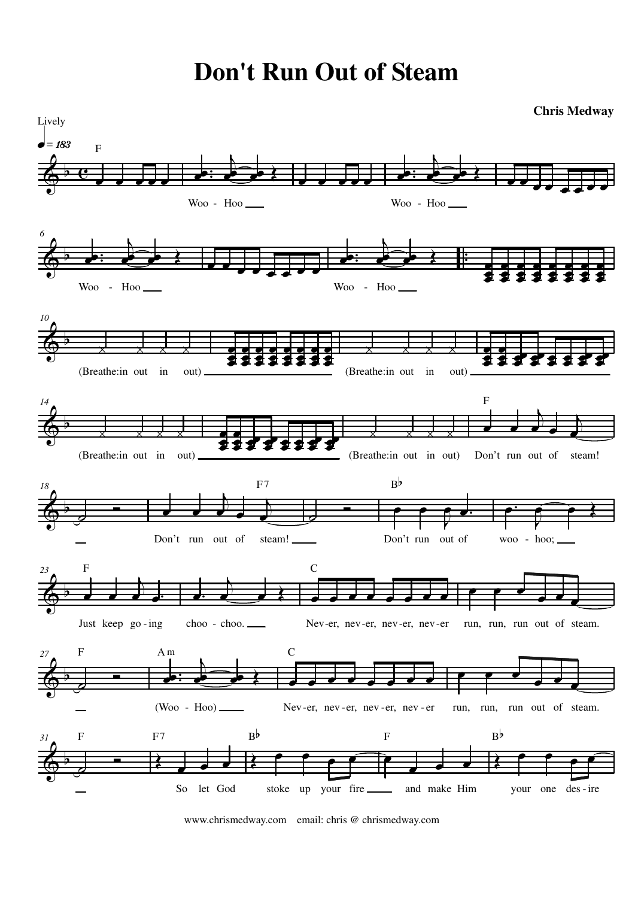# Don't Run Out of Steam

**Chris Medway**

Lively

♩ = 183

F

Woo - Hoo

Woo - Hoo

Woo - Hoo

Woo - Hoo

(Breathe:in out in out)

(Breathe:in out in out)

(Breathe:in out in out)

(Breathe:in out in out)

F

Don't run out of steam!

F7

Don't run out of steam!

B♭

Don't run out of woo - hoo;

F

Just keep go - ing choo - choo.

C

Nev - er, nev - er, nev - er, nev - er run, run, run out of steam.

F

A m

(Woo - Hoo)

C

Nev - er, nev - er, nev - er, nev - er run, run, run out of steam.

F

F7

So let God

B♭

stoke up your fire

F

and make Him

B♭

your one des - ire

www.chrismedway.com email: chris @ chrismedway.com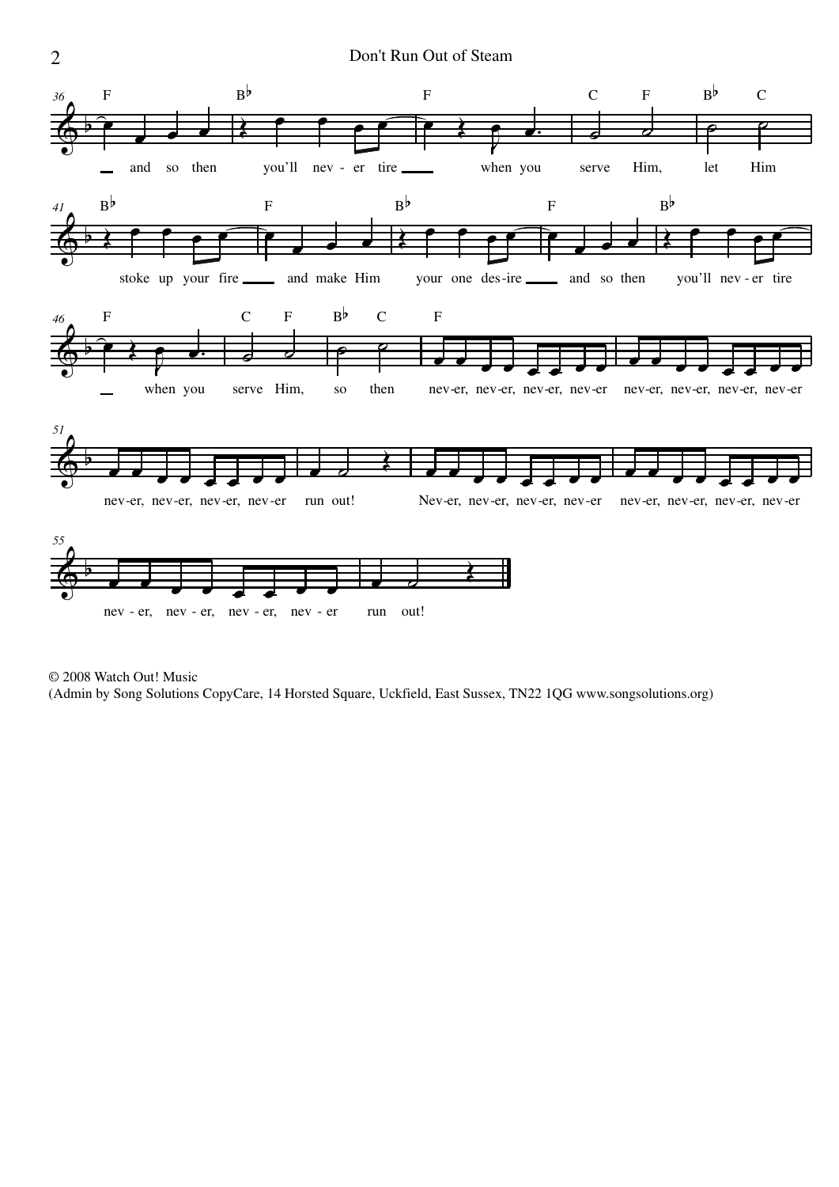36 F B♭ F C F B♭ C

and so then you'll nev - er tire when you serve Him, let Him

41 B♭ F B♭ F B♭

stoke up your fire and make Him your one des-ire and so then you'll nev - er tire

46 F C F B♭ C F

when you serve Him, so then nev-er, nev-er, nev-er, nev-er nev-er, nev-er, nev-er, nev-er

51

nev-er, nev-er, nev-er, nev-er run out! Nev-er, nev-er, nev-er, nev-er nev-er, nev-er, nev-er, nev-er

55

nev - er, nev - er, nev - er, nev - er run out!

© 2008 Watch Out! Music
(Admin by Song Solutions CopyCare, 14 Horsted Square, Uckfield, East Sussex, TN22 1QG www.songsolutions.org)